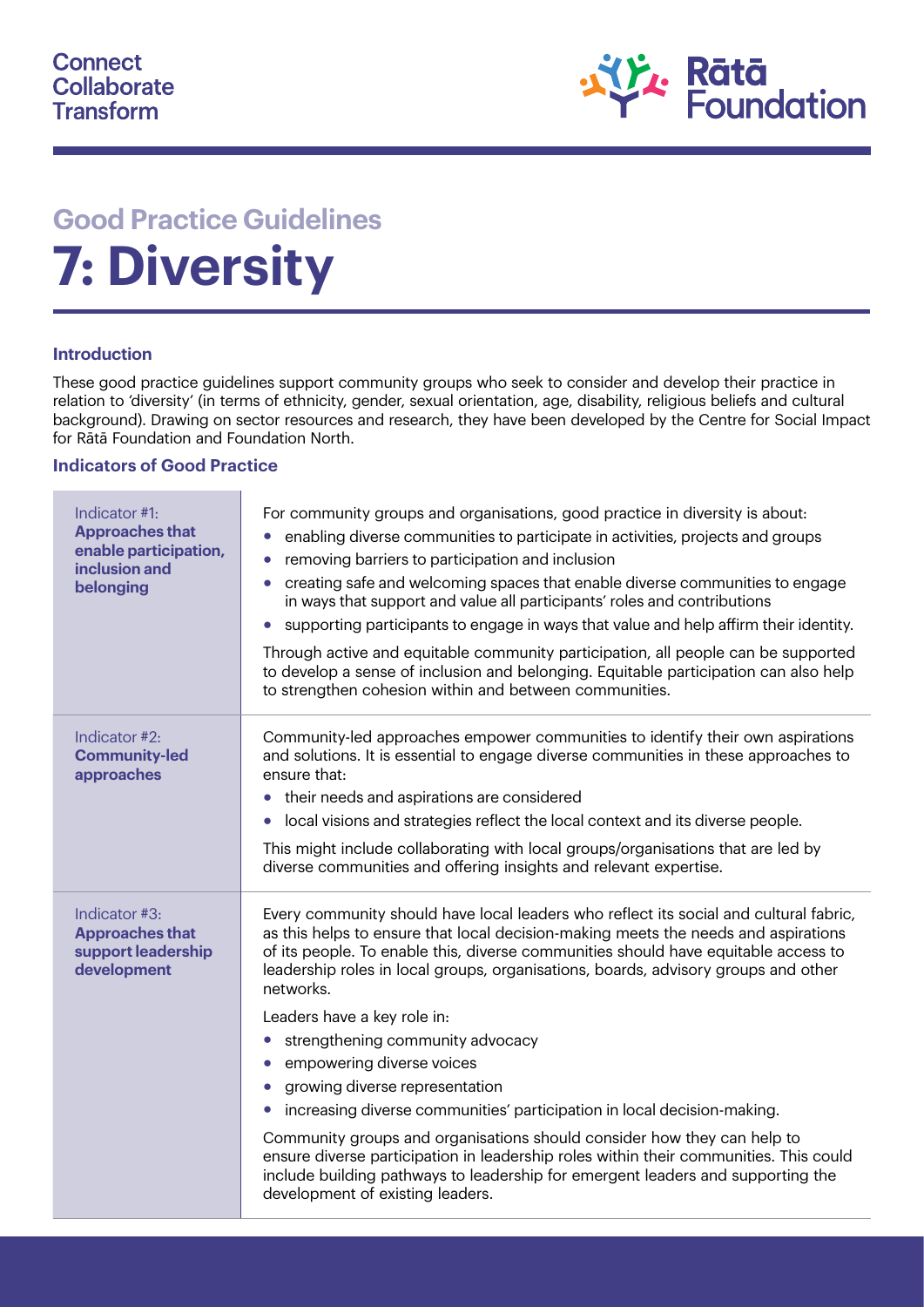Connect
Collaborate
Transform

Rātā Foundation

## Good Practice Guidelines

# 7: Diversity

### Introduction

These good practice guidelines support community groups who seek to consider and develop their practice in relation to 'diversity' (in terms of ethnicity, gender, sexual orientation, age, disability, religious beliefs and cultural background). Drawing on sector resources and research, they have been developed by the Centre for Social Impact for Rātā Foundation and Foundation North.

### Indicators of Good Practice

| Indicator | Description |
|---|---|
| Indicator #1: **Approaches that enable participation, inclusion and belonging** | For community groups and organisations, good practice in diversity is about:<br>• enabling diverse communities to participate in activities, projects and groups<br>• removing barriers to participation and inclusion<br>• creating safe and welcoming spaces that enable diverse communities to engage in ways that support and value all participants' roles and contributions<br>• supporting participants to engage in ways that value and help affirm their identity.<br><br>Through active and equitable community participation, all people can be supported to develop a sense of inclusion and belonging. Equitable participation can also help to strengthen cohesion within and between communities. |
| Indicator #2: **Community-led approaches** | Community-led approaches empower communities to identify their own aspirations and solutions. It is essential to engage diverse communities in these approaches to ensure that:<br>• their needs and aspirations are considered<br>• local visions and strategies reflect the local context and its diverse people.<br><br>This might include collaborating with local groups/organisations that are led by diverse communities and offering insights and relevant expertise. |
| Indicator #3: **Approaches that support leadership development** | Every community should have local leaders who reflect its social and cultural fabric, as this helps to ensure that local decision-making meets the needs and aspirations of its people. To enable this, diverse communities should have equitable access to leadership roles in local groups, organisations, boards, advisory groups and other networks.<br><br>Leaders have a key role in:<br>• strengthening community advocacy<br>• empowering diverse voices<br>• growing diverse representation<br>• increasing diverse communities' participation in local decision-making.<br><br>Community groups and organisations should consider how they can help to ensure diverse participation in leadership roles within their communities. This could include building pathways to leadership for emergent leaders and supporting the development of existing leaders. |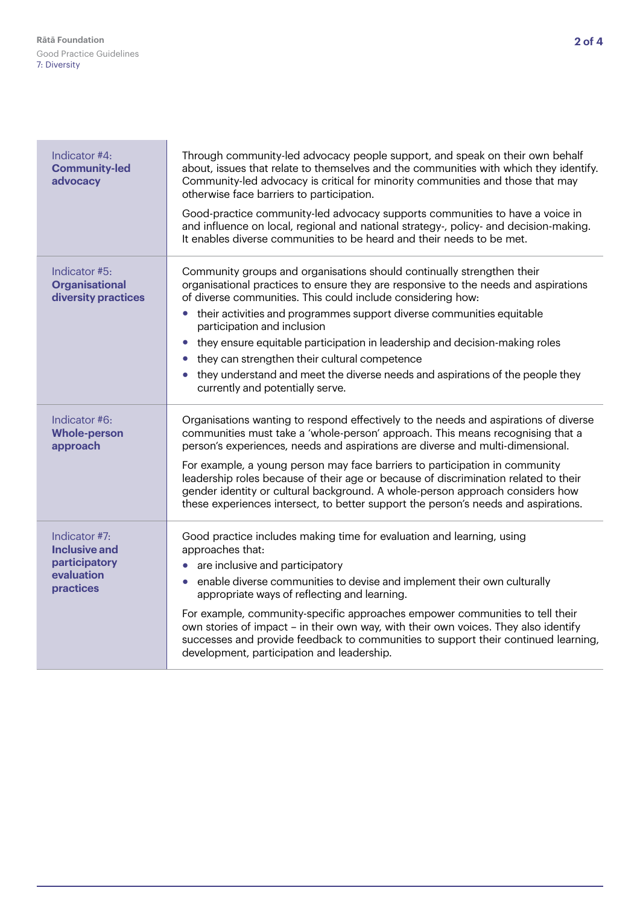| Indicator | Description |
|---|---|
| Indicator #4: **Community-led advocacy** | Through community-led advocacy people support, and speak on their own behalf about, issues that relate to themselves and the communities with which they identify. Community-led advocacy is critical for minority communities and those that may otherwise face barriers to participation.<br><br>Good-practice community-led advocacy supports communities to have a voice in and influence on local, regional and national strategy-, policy- and decision-making. It enables diverse communities to be heard and their needs to be met. |
| Indicator #5: **Organisational diversity practices** | Community groups and organisations should continually strengthen their organisational practices to ensure they are responsive to the needs and aspirations of diverse communities. This could include considering how:<br>• their activities and programmes support diverse communities equitable participation and inclusion<br>• they ensure equitable participation in leadership and decision-making roles<br>• they can strengthen their cultural competence<br>• they understand and meet the diverse needs and aspirations of the people they currently and potentially serve. |
| Indicator #6: **Whole-person approach** | Organisations wanting to respond effectively to the needs and aspirations of diverse communities must take a 'whole-person' approach. This means recognising that a person's experiences, needs and aspirations are diverse and multi-dimensional.<br><br>For example, a young person may face barriers to participation in community leadership roles because of their age or because of discrimination related to their gender identity or cultural background. A whole-person approach considers how these experiences intersect, to better support the person's needs and aspirations. |
| Indicator #7: **Inclusive and participatory evaluation practices** | Good practice includes making time for evaluation and learning, using approaches that:<br>• are inclusive and participatory<br>• enable diverse communities to devise and implement their own culturally appropriate ways of reflecting and learning.<br><br>For example, community-specific approaches empower communities to tell their own stories of impact – in their own way, with their own voices. They also identify successes and provide feedback to communities to support their continued learning, development, participation and leadership. |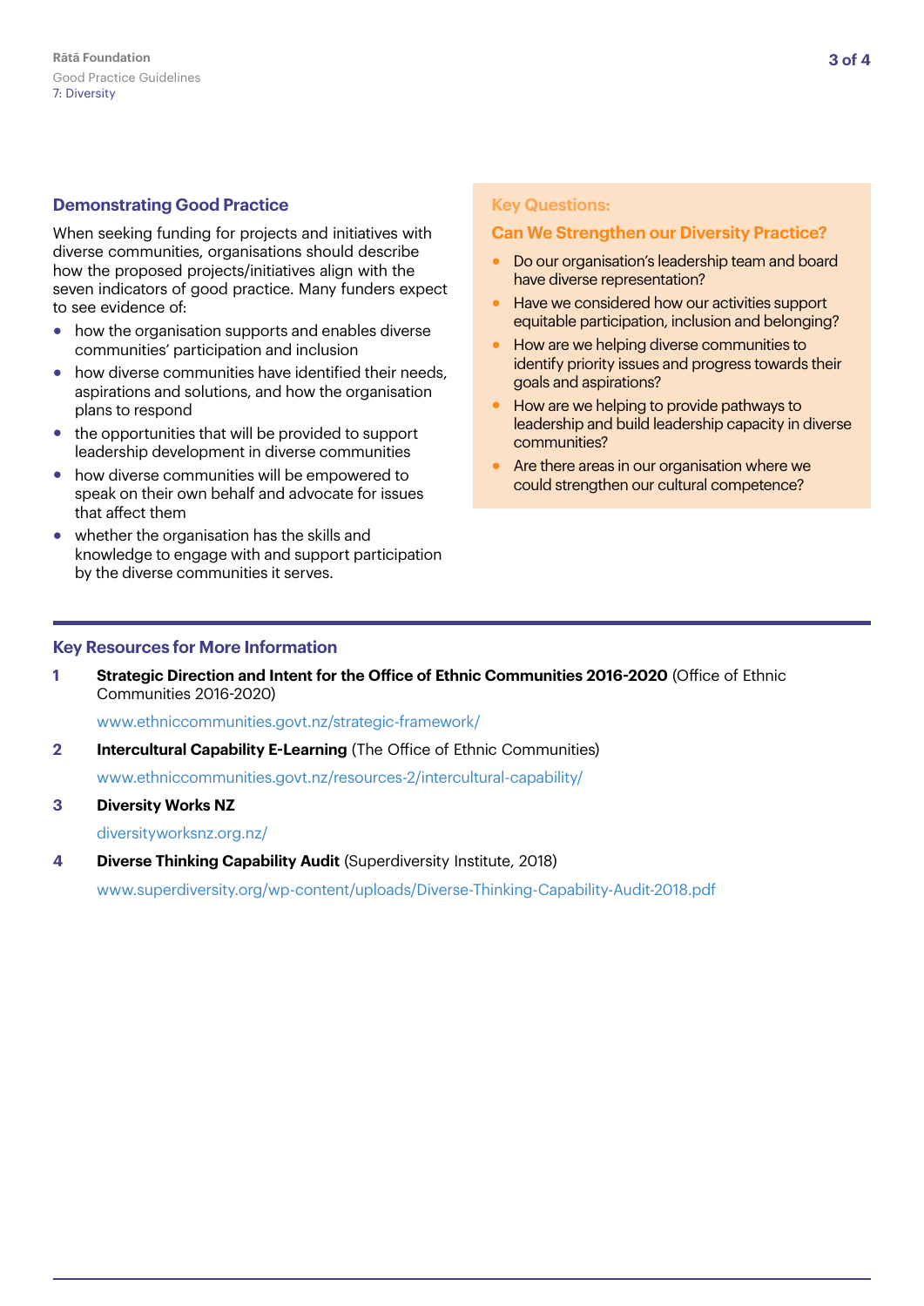## Demonstrating Good Practice

When seeking funding for projects and initiatives with diverse communities, organisations should describe how the proposed projects/initiatives align with the seven indicators of good practice. Many funders expect to see evidence of:

- how the organisation supports and enables diverse communities' participation and inclusion
- how diverse communities have identified their needs, aspirations and solutions, and how the organisation plans to respond
- the opportunities that will be provided to support leadership development in diverse communities
- how diverse communities will be empowered to speak on their own behalf and advocate for issues that affect them
- whether the organisation has the skills and knowledge to engage with and support participation by the diverse communities it serves.

### Key Questions:

### Can We Strengthen our Diversity Practice?

- Do our organisation's leadership team and board have diverse representation?
- Have we considered how our activities support equitable participation, inclusion and belonging?
- How are we helping diverse communities to identify priority issues and progress towards their goals and aspirations?
- How are we helping to provide pathways to leadership and build leadership capacity in diverse communities?
- Are there areas in our organisation where we could strengthen our cultural competence?

## Key Resources for More Information

1. **Strategic Direction and Intent for the Office of Ethnic Communities 2016-2020** (Office of Ethnic Communities 2016-2020)

   www.ethniccommunities.govt.nz/strategic-framework/

2. **Intercultural Capability E-Learning** (The Office of Ethnic Communities)

   www.ethniccommunities.govt.nz/resources-2/intercultural-capability/

3. **Diversity Works NZ**

   diversityworksnz.org.nz/

4. **Diverse Thinking Capability Audit** (Superdiversity Institute, 2018)

   www.superdiversity.org/wp-content/uploads/Diverse-Thinking-Capability-Audit-2018.pdf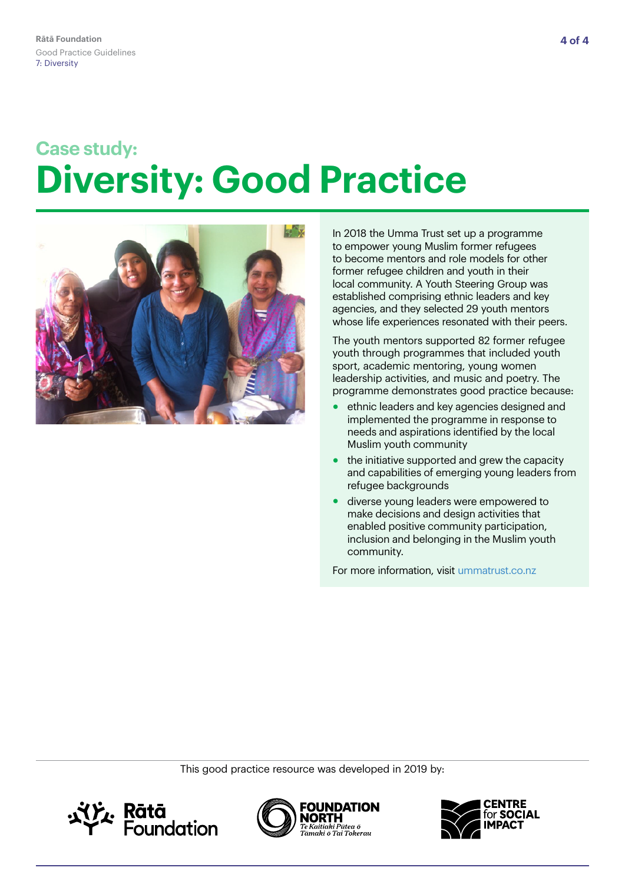## Case study:

# Diversity: Good Practice

In 2018 the Umma Trust set up a programme to empower young Muslim former refugees to become mentors and role models for other former refugee children and youth in their local community. A Youth Steering Group was established comprising ethnic leaders and key agencies, and they selected 29 youth mentors whose life experiences resonated with their peers.

The youth mentors supported 82 former refugee youth through programmes that included youth sport, academic mentoring, young women leadership activities, and music and poetry. The programme demonstrates good practice because:

- ethnic leaders and key agencies designed and implemented the programme in response to needs and aspirations identified by the local Muslim youth community
- the initiative supported and grew the capacity and capabilities of emerging young leaders from refugee backgrounds
- diverse young leaders were empowered to make decisions and design activities that enabled positive community participation, inclusion and belonging in the Muslim youth community.

For more information, visit ummatrust.co.nz

This good practice resource was developed in 2019 by:

Rātā Foundation

FOUNDATION NORTH *Te Kaitiaki Pūtea ō Tamaki ō Tai Tokerau*

CENTRE for SOCIAL IMPACT